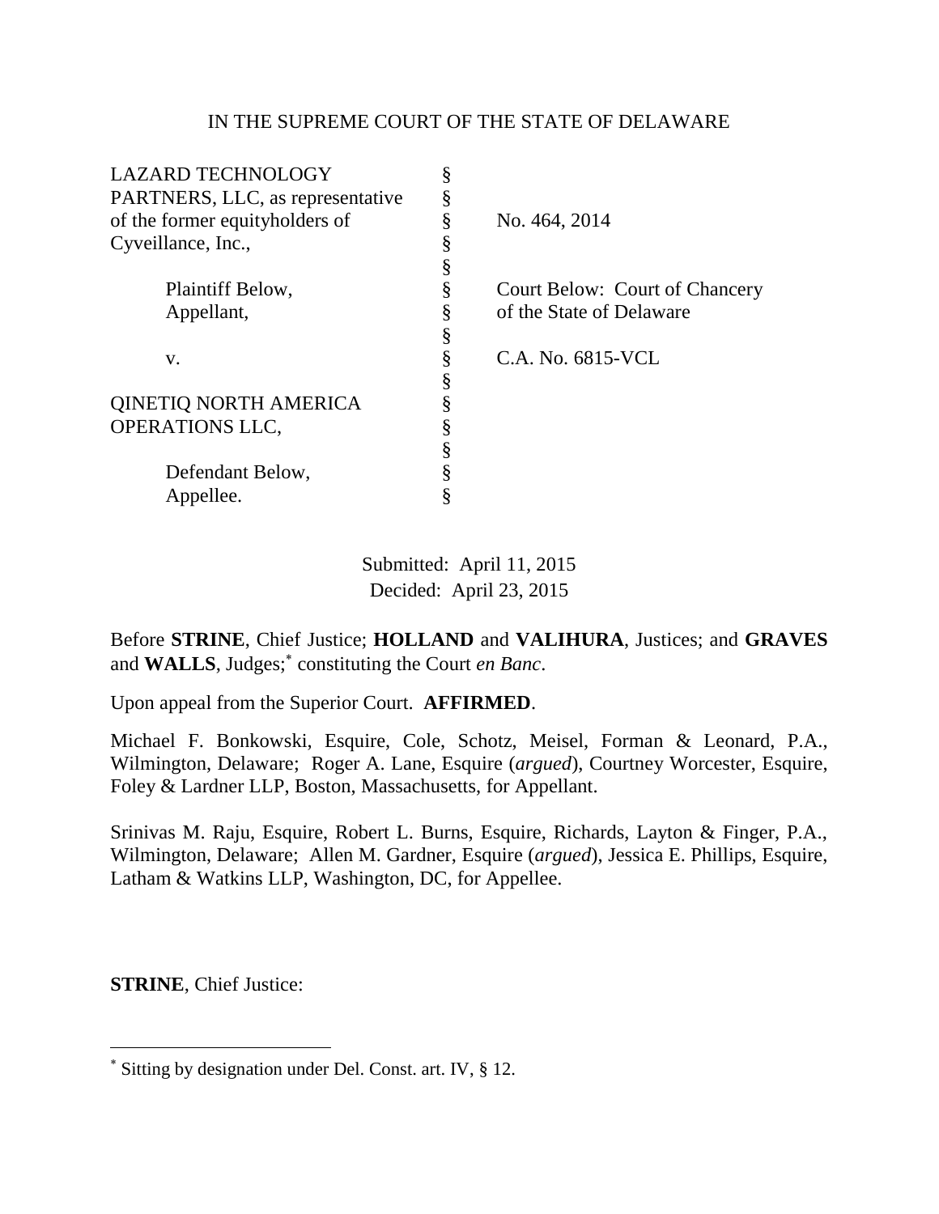IN THE SUPREME COURT OF THE STATE OF DELAWARE

| | | |
|---|---|---|
| LAZARD TECHNOLOGY PARTNERS, LLC, as representative of the former equityholders of Cyveillance, Inc., | § | No. 464, 2014 |
| | § | |
| Plaintiff Below, Appellant, | § | Court Below: Court of Chancery of the State of Delaware |
| | § | |
| v. | § | C.A. No. 6815-VCL |
| | § | |
| QINETIQ NORTH AMERICA OPERATIONS LLC, | § | |
| | § | |
| Defendant Below, Appellee. | § | |

Submitted: April 11, 2015
Decided: April 23, 2015

Before **STRINE**, Chief Justice; **HOLLAND** and **VALIHURA**, Justices; and **GRAVES** and **WALLS**, Judges;[*] constituting the Court *en Banc*.

Upon appeal from the Superior Court. **AFFIRMED**.

Michael F. Bonkowski, Esquire, Cole, Schotz, Meisel, Forman & Leonard, P.A., Wilmington, Delaware; Roger A. Lane, Esquire (*argued*), Courtney Worcester, Esquire, Foley & Lardner LLP, Boston, Massachusetts, for Appellant.

Srinivas M. Raju, Esquire, Robert L. Burns, Esquire, Richards, Layton & Finger, P.A., Wilmington, Delaware; Allen M. Gardner, Esquire (*argued*), Jessica E. Phillips, Esquire, Latham & Watkins LLP, Washington, DC, for Appellee.

**STRINE**, Chief Justice:

[*] Sitting by designation under Del. Const. art. IV, § 12.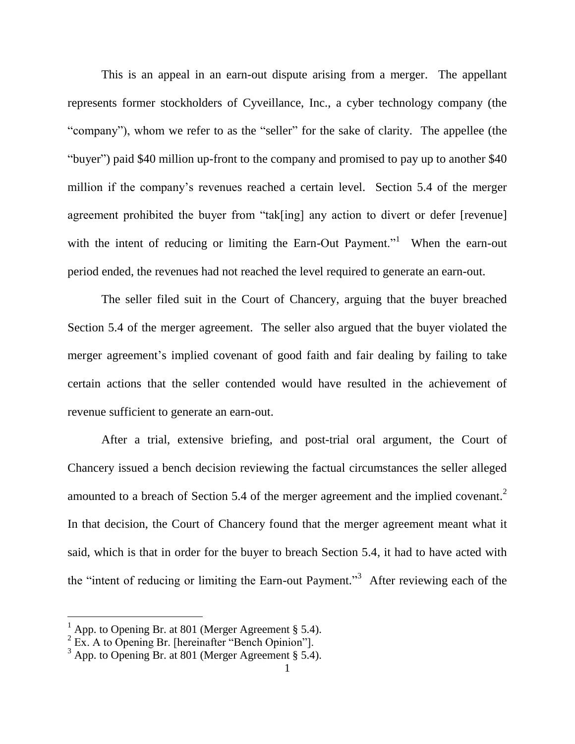This is an appeal in an earn-out dispute arising from a merger. The appellant represents former stockholders of Cyveillance, Inc., a cyber technology company (the "company"), whom we refer to as the "seller" for the sake of clarity. The appellee (the "buyer") paid $40 million up-front to the company and promised to pay up to another $40 million if the company's revenues reached a certain level. Section 5.4 of the merger agreement prohibited the buyer from "tak[ing] any action to divert or defer [revenue] with the intent of reducing or limiting the Earn-Out Payment."[1] When the earn-out period ended, the revenues had not reached the level required to generate an earn-out.

The seller filed suit in the Court of Chancery, arguing that the buyer breached Section 5.4 of the merger agreement. The seller also argued that the buyer violated the merger agreement's implied covenant of good faith and fair dealing by failing to take certain actions that the seller contended would have resulted in the achievement of revenue sufficient to generate an earn-out.

After a trial, extensive briefing, and post-trial oral argument, the Court of Chancery issued a bench decision reviewing the factual circumstances the seller alleged amounted to a breach of Section 5.4 of the merger agreement and the implied covenant.[2] In that decision, the Court of Chancery found that the merger agreement meant what it said, which is that in order for the buyer to breach Section 5.4, it had to have acted with the "intent of reducing or limiting the Earn-out Payment."[3] After reviewing each of the

---

[1] App. to Opening Br. at 801 (Merger Agreement § 5.4).

[2] Ex. A to Opening Br. [hereinafter "Bench Opinion"].

[3] App. to Opening Br. at 801 (Merger Agreement § 5.4).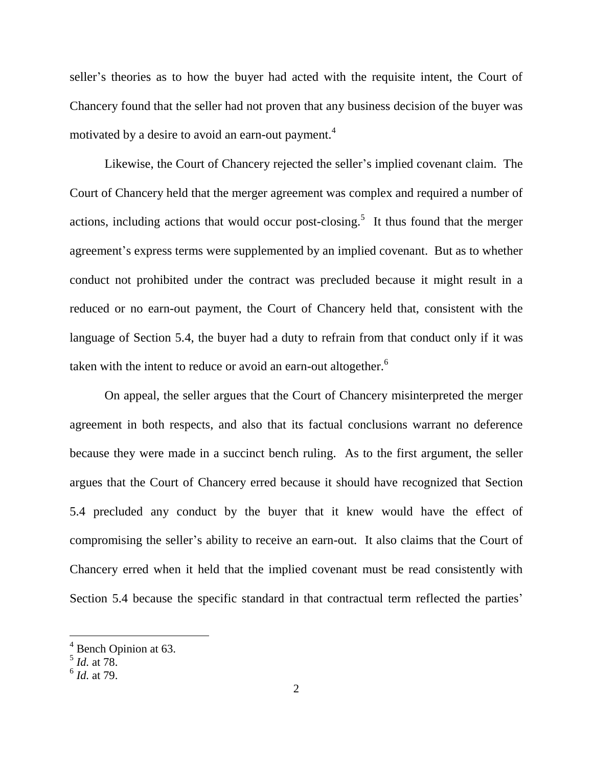seller's theories as to how the buyer had acted with the requisite intent, the Court of Chancery found that the seller had not proven that any business decision of the buyer was motivated by a desire to avoid an earn-out payment.[4]

Likewise, the Court of Chancery rejected the seller's implied covenant claim. The Court of Chancery held that the merger agreement was complex and required a number of actions, including actions that would occur post-closing.[5] It thus found that the merger agreement's express terms were supplemented by an implied covenant. But as to whether conduct not prohibited under the contract was precluded because it might result in a reduced or no earn-out payment, the Court of Chancery held that, consistent with the language of Section 5.4, the buyer had a duty to refrain from that conduct only if it was taken with the intent to reduce or avoid an earn-out altogether.[6]

On appeal, the seller argues that the Court of Chancery misinterpreted the merger agreement in both respects, and also that its factual conclusions warrant no deference because they were made in a succinct bench ruling. As to the first argument, the seller argues that the Court of Chancery erred because it should have recognized that Section 5.4 precluded any conduct by the buyer that it knew would have the effect of compromising the seller's ability to receive an earn-out. It also claims that the Court of Chancery erred when it held that the implied covenant must be read consistently with Section 5.4 because the specific standard in that contractual term reflected the parties'

---

[4] Bench Opinion at 63.

[5] *Id.* at 78.

[6] *Id.* at 79.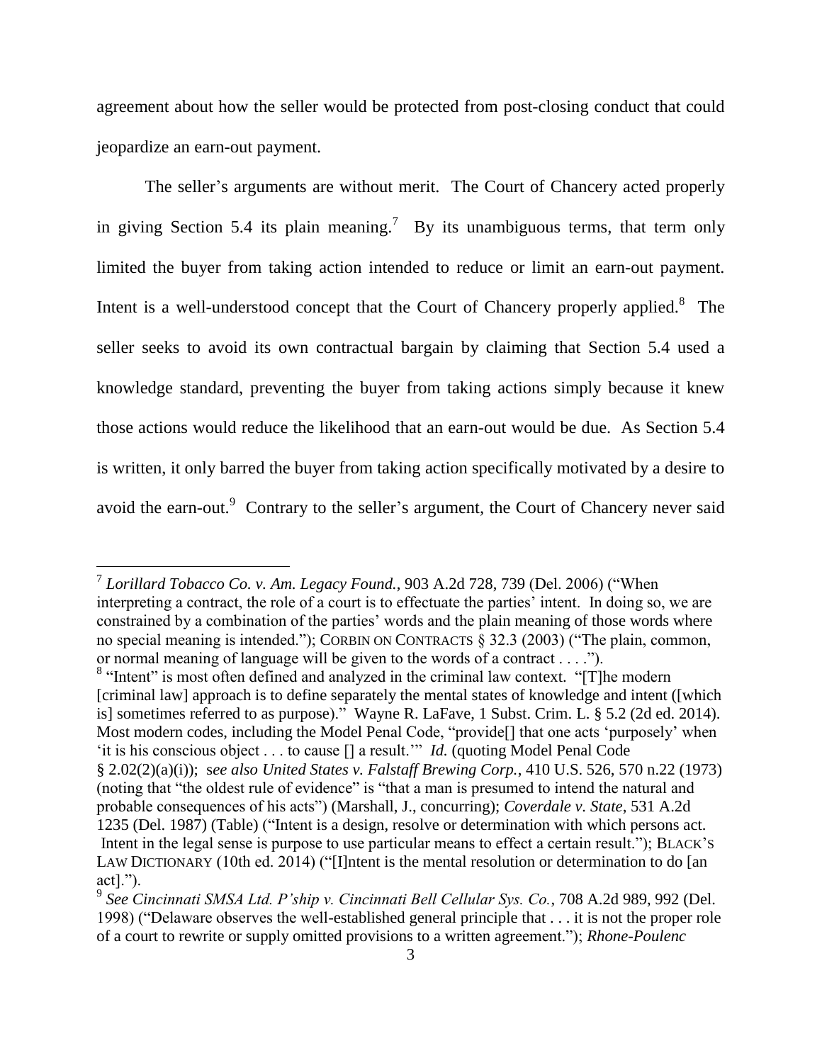agreement about how the seller would be protected from post-closing conduct that could jeopardize an earn-out payment.

The seller's arguments are without merit. The Court of Chancery acted properly in giving Section 5.4 its plain meaning.[7] By its unambiguous terms, that term only limited the buyer from taking action intended to reduce or limit an earn-out payment. Intent is a well-understood concept that the Court of Chancery properly applied.[8] The seller seeks to avoid its own contractual bargain by claiming that Section 5.4 used a knowledge standard, preventing the buyer from taking actions simply because it knew those actions would reduce the likelihood that an earn-out would be due. As Section 5.4 is written, it only barred the buyer from taking action specifically motivated by a desire to avoid the earn-out.[9] Contrary to the seller's argument, the Court of Chancery never said

---

[7] *Lorillard Tobacco Co. v. Am. Legacy Found.*, 903 A.2d 728, 739 (Del. 2006) ("When interpreting a contract, the role of a court is to effectuate the parties' intent. In doing so, we are constrained by a combination of the parties' words and the plain meaning of those words where no special meaning is intended."); CORBIN ON CONTRACTS § 32.3 (2003) ("The plain, common, or normal meaning of language will be given to the words of a contract . . . .").

[8] "Intent" is most often defined and analyzed in the criminal law context. "[T]he modern [criminal law] approach is to define separately the mental states of knowledge and intent ([which is] sometimes referred to as purpose)." Wayne R. LaFave, 1 Subst. Crim. L. § 5.2 (2d ed. 2014). Most modern codes, including the Model Penal Code, "provide[] that one acts 'purposely' when 'it is his conscious object . . . to cause [] a result.'" *Id.* (quoting Model Penal Code § 2.02(2)(a)(i)); *see also United States v. Falstaff Brewing Corp.*, 410 U.S. 526, 570 n.22 (1973) (noting that "the oldest rule of evidence" is "that a man is presumed to intend the natural and probable consequences of his acts") (Marshall, J., concurring); *Coverdale v. State*, 531 A.2d 1235 (Del. 1987) (Table) ("Intent is a design, resolve or determination with which persons act. Intent in the legal sense is purpose to use particular means to effect a certain result."); BLACK'S LAW DICTIONARY (10th ed. 2014) ("[I]ntent is the mental resolution or determination to do [an act].").

[9] *See Cincinnati SMSA Ltd. P'ship v. Cincinnati Bell Cellular Sys. Co.*, 708 A.2d 989, 992 (Del. 1998) ("Delaware observes the well-established general principle that . . . it is not the proper role of a court to rewrite or supply omitted provisions to a written agreement."); *Rhone-Poulenc*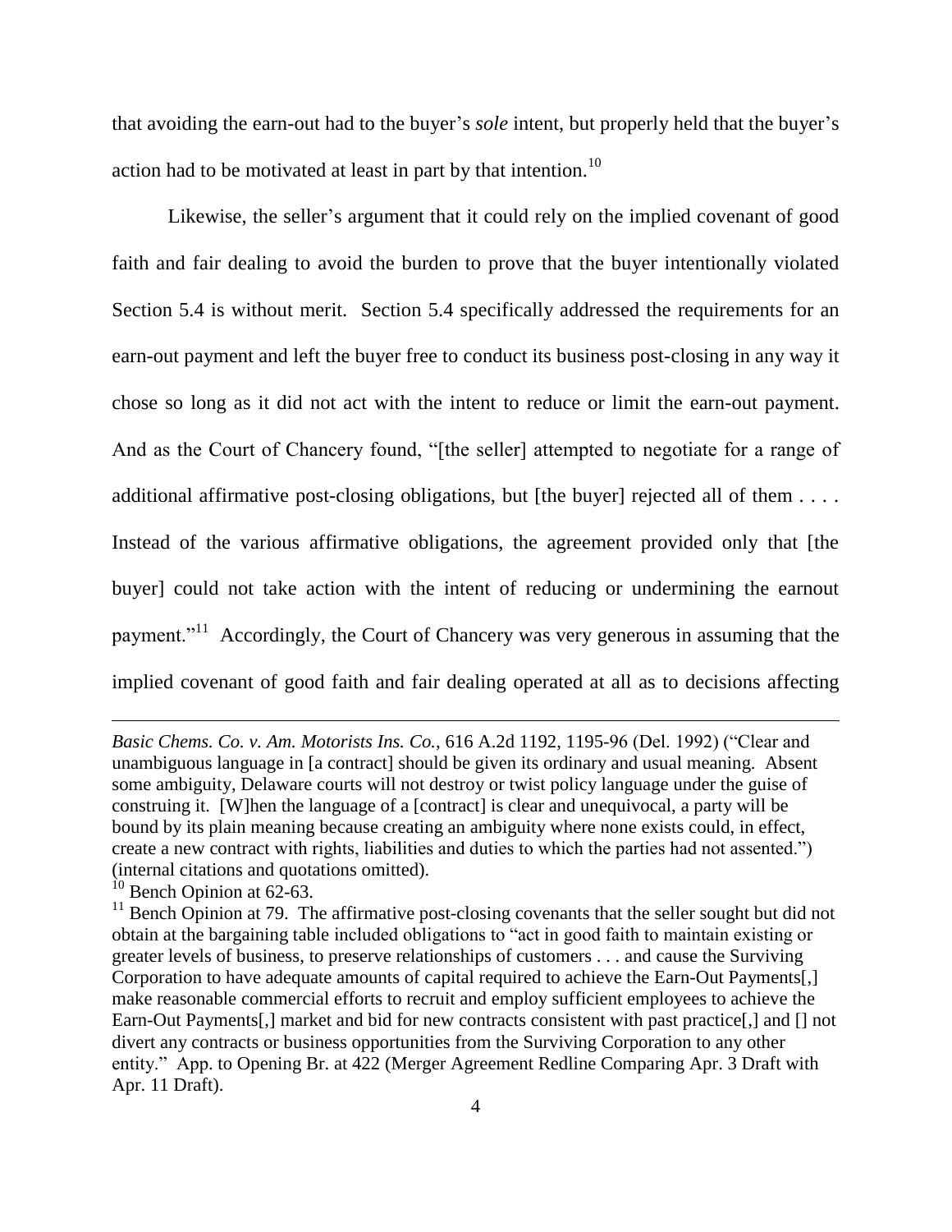that avoiding the earn-out had to the buyer's *sole* intent, but properly held that the buyer's action had to be motivated at least in part by that intention.[10]

Likewise, the seller's argument that it could rely on the implied covenant of good faith and fair dealing to avoid the burden to prove that the buyer intentionally violated Section 5.4 is without merit. Section 5.4 specifically addressed the requirements for an earn-out payment and left the buyer free to conduct its business post-closing in any way it chose so long as it did not act with the intent to reduce or limit the earn-out payment. And as the Court of Chancery found, "[the seller] attempted to negotiate for a range of additional affirmative post-closing obligations, but [the buyer] rejected all of them . . . . Instead of the various affirmative obligations, the agreement provided only that [the buyer] could not take action with the intent of reducing or undermining the earnout payment."[11] Accordingly, the Court of Chancery was very generous in assuming that the implied covenant of good faith and fair dealing operated at all as to decisions affecting

---

*Basic Chems. Co. v. Am. Motorists Ins. Co.*, 616 A.2d 1192, 1195-96 (Del. 1992) ("Clear and unambiguous language in [a contract] should be given its ordinary and usual meaning. Absent some ambiguity, Delaware courts will not destroy or twist policy language under the guise of construing it. [W]hen the language of a [contract] is clear and unequivocal, a party will be bound by its plain meaning because creating an ambiguity where none exists could, in effect, create a new contract with rights, liabilities and duties to which the parties had not assented.") (internal citations and quotations omitted).

[10] Bench Opinion at 62-63.

[11] Bench Opinion at 79. The affirmative post-closing covenants that the seller sought but did not obtain at the bargaining table included obligations to "act in good faith to maintain existing or greater levels of business, to preserve relationships of customers . . . and cause the Surviving Corporation to have adequate amounts of capital required to achieve the Earn-Out Payments[,] make reasonable commercial efforts to recruit and employ sufficient employees to achieve the Earn-Out Payments[,] market and bid for new contracts consistent with past practice[,] and [] not divert any contracts or business opportunities from the Surviving Corporation to any other entity." App. to Opening Br. at 422 (Merger Agreement Redline Comparing Apr. 3 Draft with Apr. 11 Draft).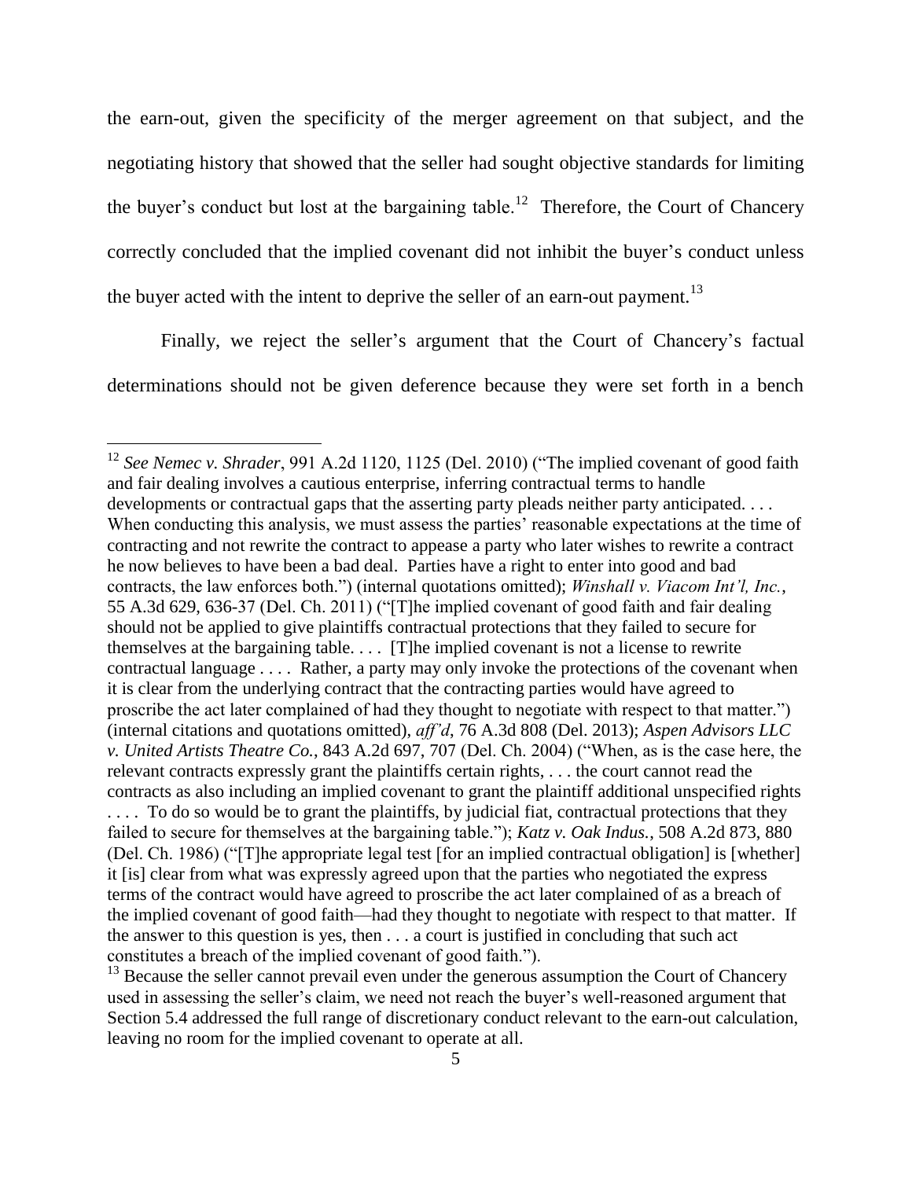the earn-out, given the specificity of the merger agreement on that subject, and the negotiating history that showed that the seller had sought objective standards for limiting the buyer's conduct but lost at the bargaining table.[12] Therefore, the Court of Chancery correctly concluded that the implied covenant did not inhibit the buyer's conduct unless the buyer acted with the intent to deprive the seller of an earn-out payment.[13]

Finally, we reject the seller's argument that the Court of Chancery's factual determinations should not be given deference because they were set forth in a bench

---

[12] *See Nemec v. Shrader*, 991 A.2d 1120, 1125 (Del. 2010) ("The implied covenant of good faith and fair dealing involves a cautious enterprise, inferring contractual terms to handle developments or contractual gaps that the asserting party pleads neither party anticipated. . . . When conducting this analysis, we must assess the parties' reasonable expectations at the time of contracting and not rewrite the contract to appease a party who later wishes to rewrite a contract he now believes to have been a bad deal. Parties have a right to enter into good and bad contracts, the law enforces both.") (internal quotations omitted); *Winshall v. Viacom Int'l, Inc.*, 55 A.3d 629, 636-37 (Del. Ch. 2011) ("[T]he implied covenant of good faith and fair dealing should not be applied to give plaintiffs contractual protections that they failed to secure for themselves at the bargaining table. . . . [T]he implied covenant is not a license to rewrite contractual language . . . . Rather, a party may only invoke the protections of the covenant when it is clear from the underlying contract that the contracting parties would have agreed to proscribe the act later complained of had they thought to negotiate with respect to that matter.") (internal citations and quotations omitted), *aff'd*, 76 A.3d 808 (Del. 2013); *Aspen Advisors LLC v. United Artists Theatre Co.*, 843 A.2d 697, 707 (Del. Ch. 2004) ("When, as is the case here, the relevant contracts expressly grant the plaintiffs certain rights, . . . the court cannot read the contracts as also including an implied covenant to grant the plaintiff additional unspecified rights . . . . To do so would be to grant the plaintiffs, by judicial fiat, contractual protections that they failed to secure for themselves at the bargaining table."); *Katz v. Oak Indus.*, 508 A.2d 873, 880 (Del. Ch. 1986) ("[T]he appropriate legal test [for an implied contractual obligation] is [whether] it [is] clear from what was expressly agreed upon that the parties who negotiated the express terms of the contract would have agreed to proscribe the act later complained of as a breach of the implied covenant of good faith—had they thought to negotiate with respect to that matter. If the answer to this question is yes, then . . . a court is justified in concluding that such act constitutes a breach of the implied covenant of good faith.").

[13] Because the seller cannot prevail even under the generous assumption the Court of Chancery used in assessing the seller's claim, we need not reach the buyer's well-reasoned argument that Section 5.4 addressed the full range of discretionary conduct relevant to the earn-out calculation, leaving no room for the implied covenant to operate at all.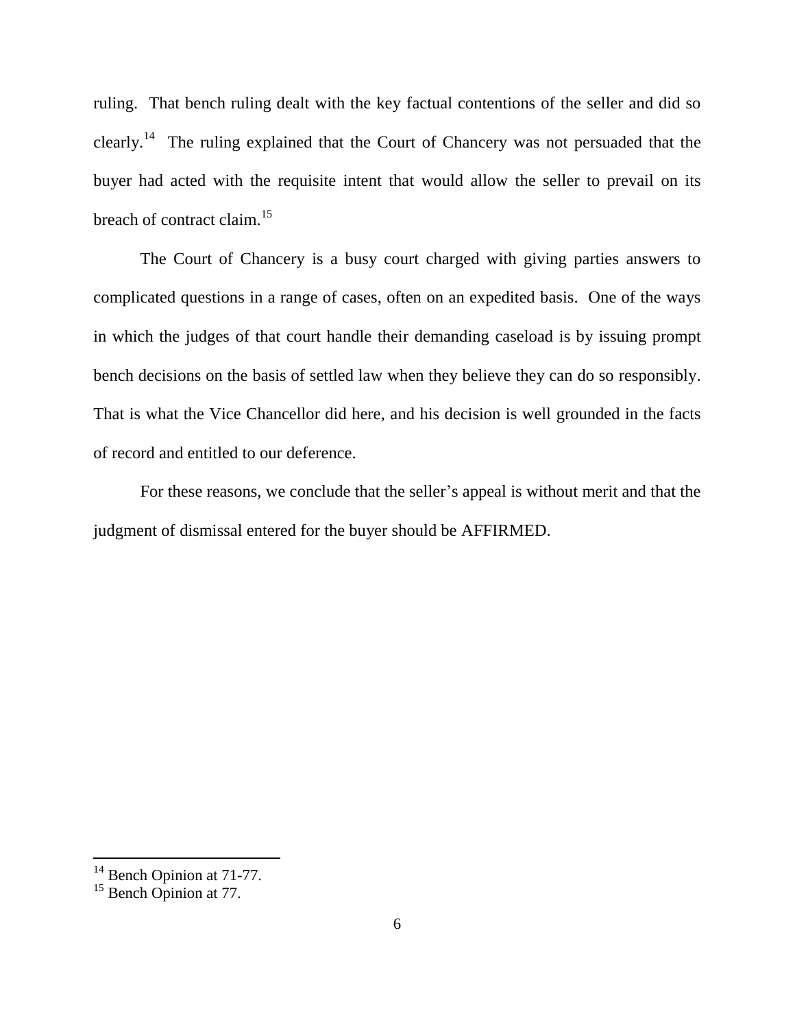ruling. That bench ruling dealt with the key factual contentions of the seller and did so clearly.[14] The ruling explained that the Court of Chancery was not persuaded that the buyer had acted with the requisite intent that would allow the seller to prevail on its breach of contract claim.[15]

The Court of Chancery is a busy court charged with giving parties answers to complicated questions in a range of cases, often on an expedited basis. One of the ways in which the judges of that court handle their demanding caseload is by issuing prompt bench decisions on the basis of settled law when they believe they can do so responsibly. That is what the Vice Chancellor did here, and his decision is well grounded in the facts of record and entitled to our deference.

For these reasons, we conclude that the seller's appeal is without merit and that the judgment of dismissal entered for the buyer should be AFFIRMED.

---

[14] Bench Opinion at 71-77.

[15] Bench Opinion at 77.